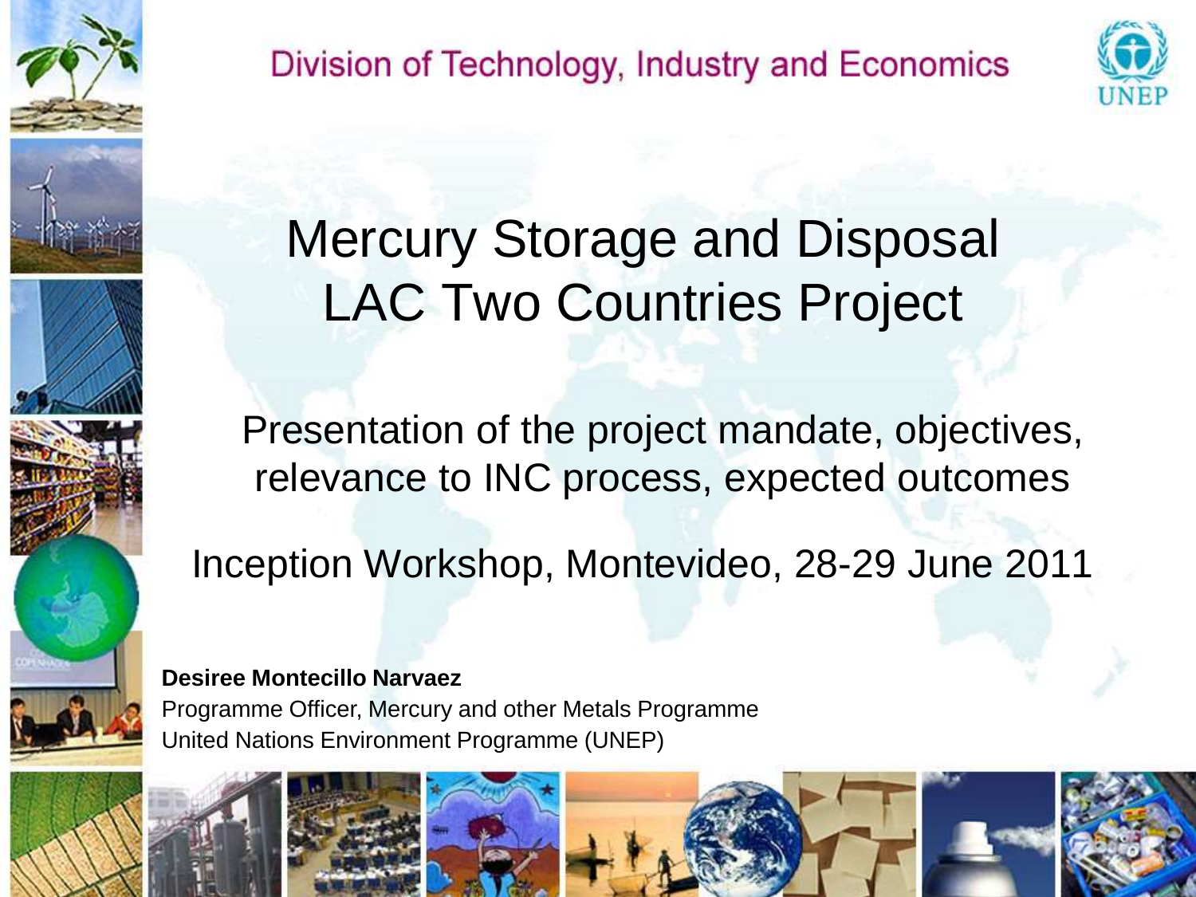Division of Technology, Industry and Economics

UNEP

# Mercury Storage and Disposal LAC Two Countries Project

## Presentation of the project mandate, objectives, relevance to INC process, expected outcomes

Inception Workshop, Montevideo, 28-29 June 2011

**Desiree Montecillo Narvaez**
Programme Officer, Mercury and other Metals Programme
United Nations Environment Programme (UNEP)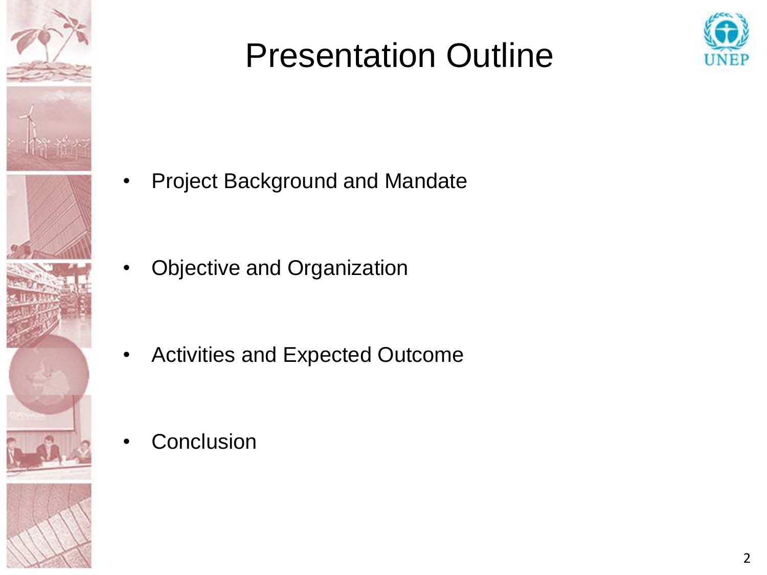# Presentation Outline

- Project Background and Mandate
- Objective and Organization
- Activities and Expected Outcome
- Conclusion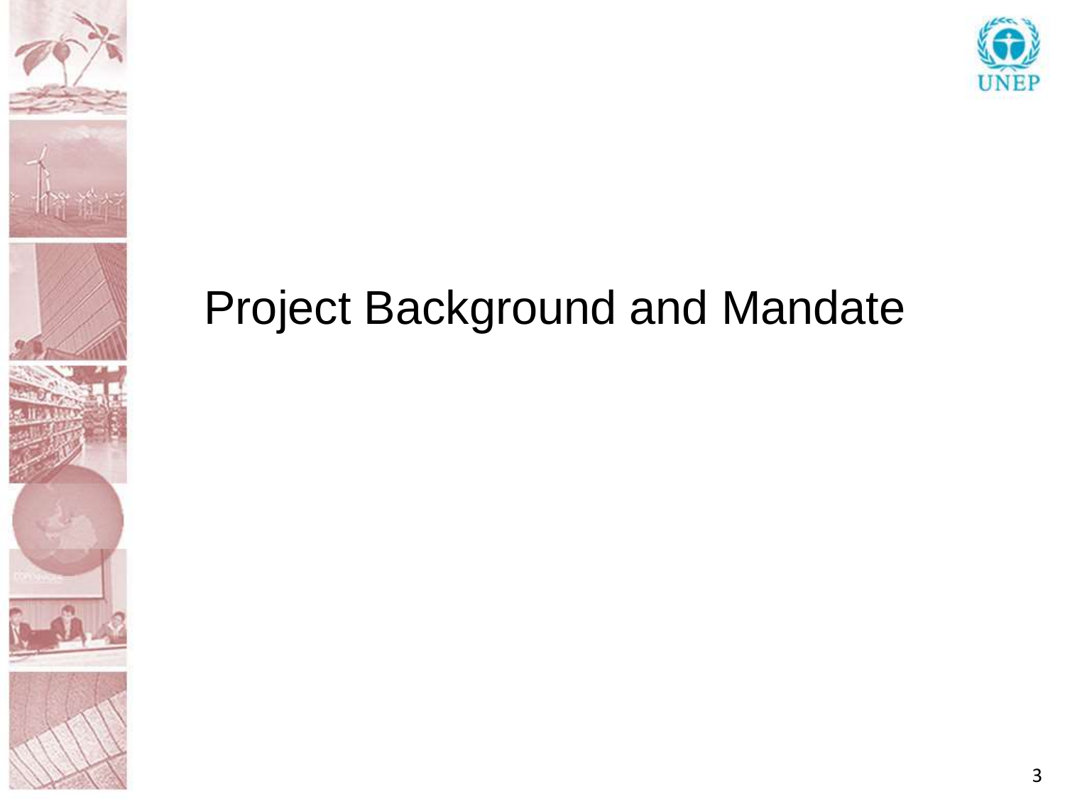# Project Background and Mandate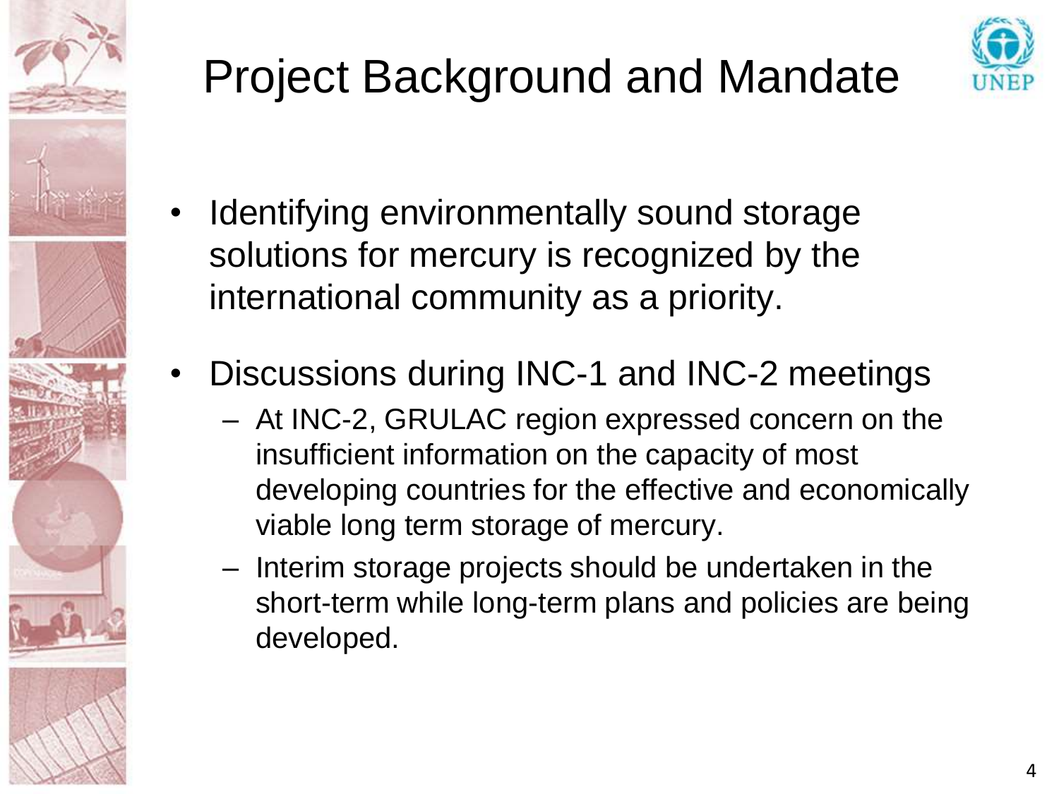# Project Background and Mandate

- Identifying environmentally sound storage solutions for mercury is recognized by the international community as a priority.
- Discussions during INC-1 and INC-2 meetings
  - At INC-2, GRULAC region expressed concern on the insufficient information on the capacity of most developing countries for the effective and economically viable long term storage of mercury.
  - Interim storage projects should be undertaken in the short-term while long-term plans and policies are being developed.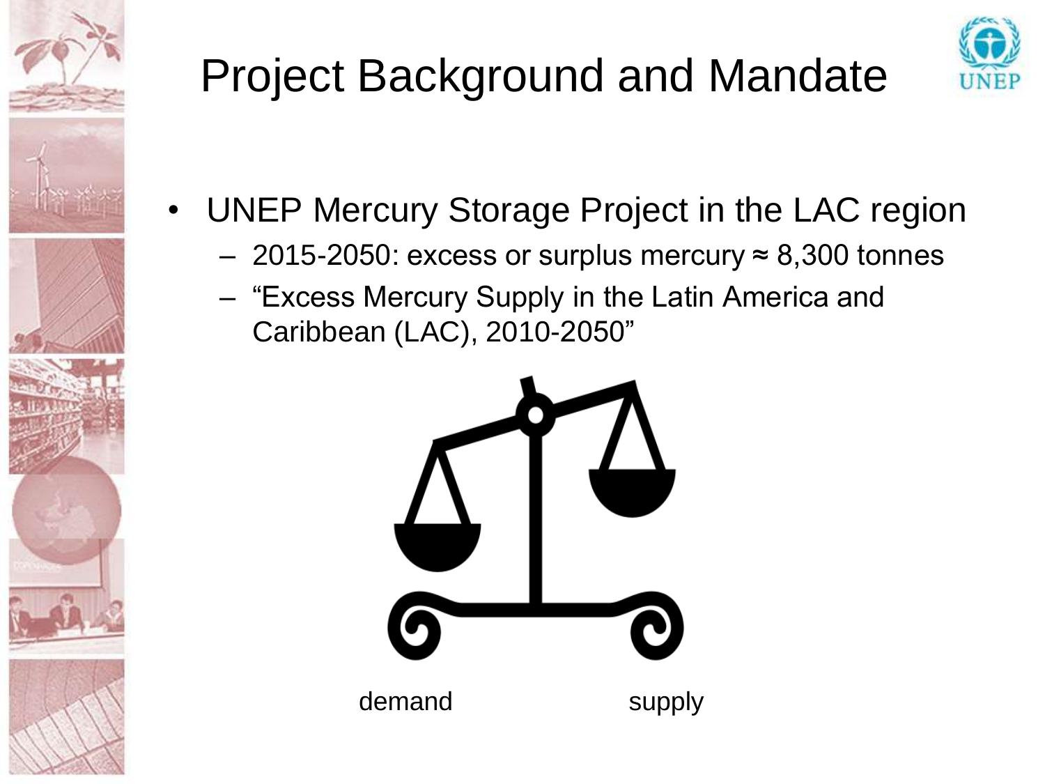# Project Background and Mandate

- UNEP Mercury Storage Project in the LAC region
  - 2015-2050: excess or surplus mercury ≈ 8,300 tonnes
  - "Excess Mercury Supply in the Latin America and Caribbean (LAC), 2010-2050"

demand supply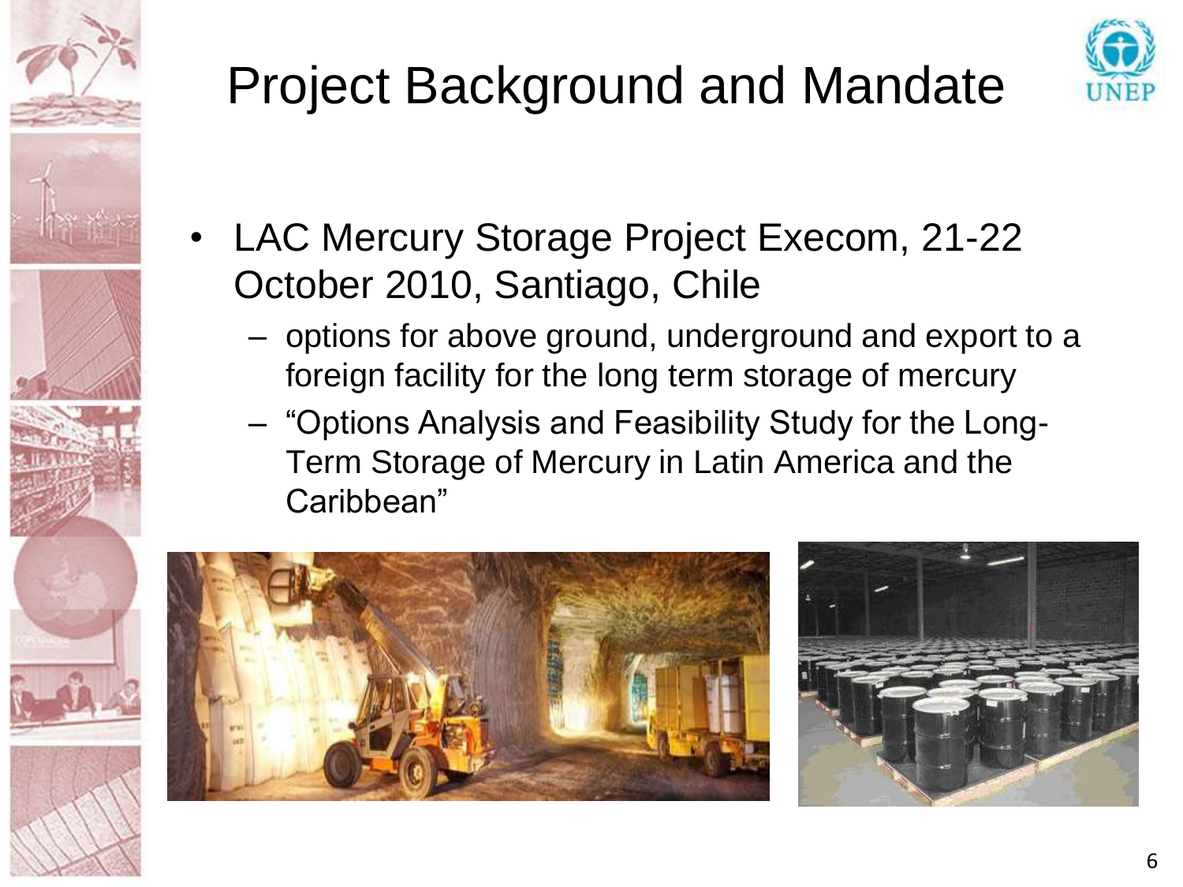# Project Background and Mandate

- LAC Mercury Storage Project Execom, 21-22 October 2010, Santiago, Chile
  - options for above ground, underground and export to a foreign facility for the long term storage of mercury
  - "Options Analysis and Feasibility Study for the Long-Term Storage of Mercury in Latin America and the Caribbean"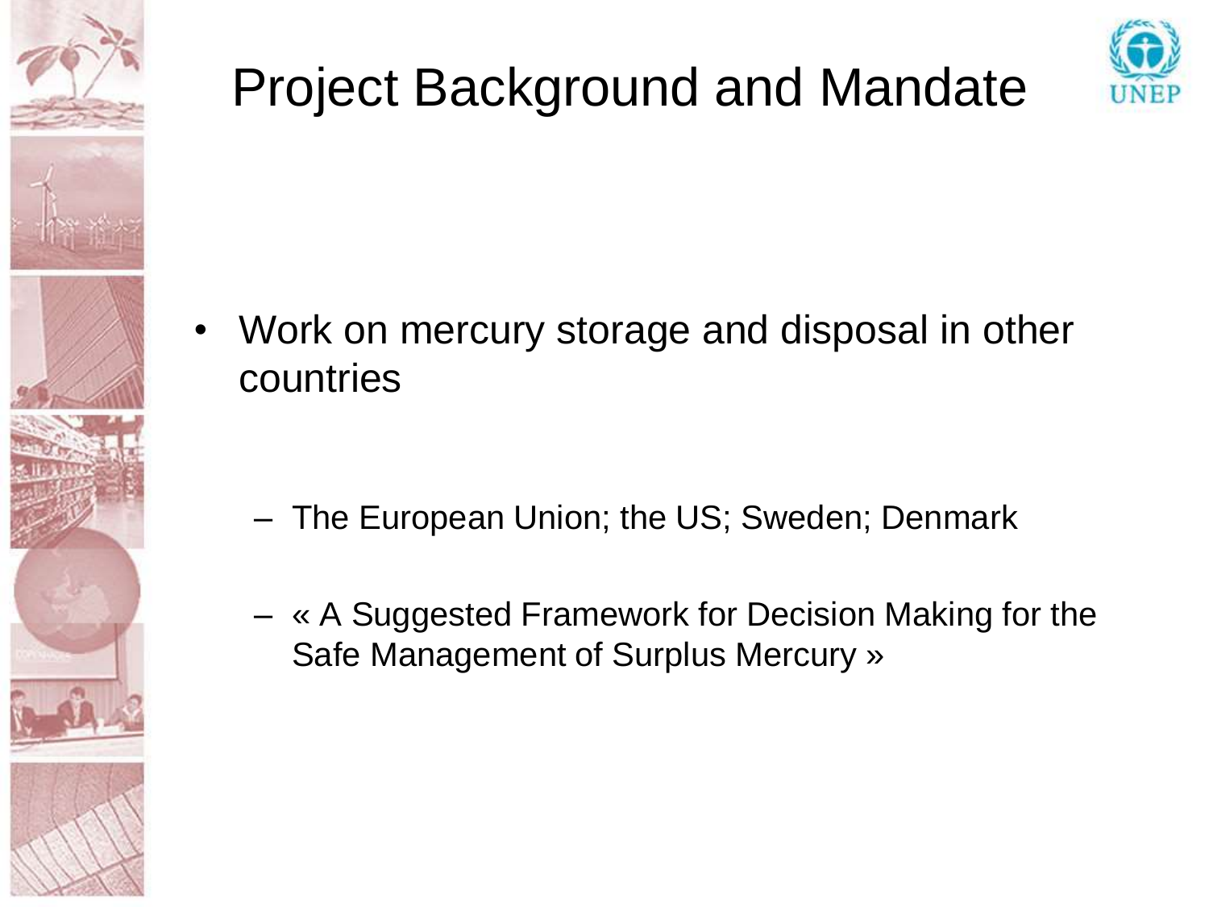# Project Background and Mandate

- Work on mercury storage and disposal in other countries
  - The European Union; the US; Sweden; Denmark
  - « A Suggested Framework for Decision Making for the Safe Management of Surplus Mercury »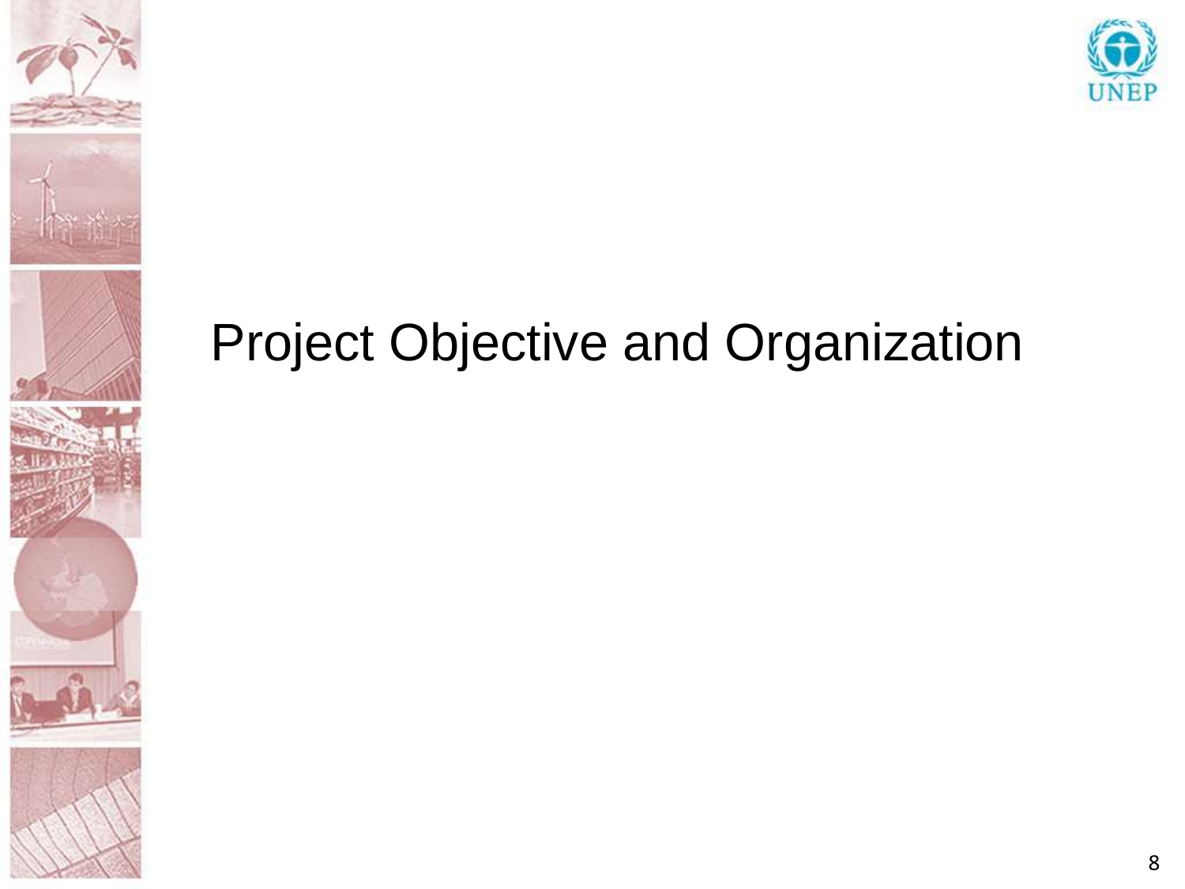# Project Objective and Organization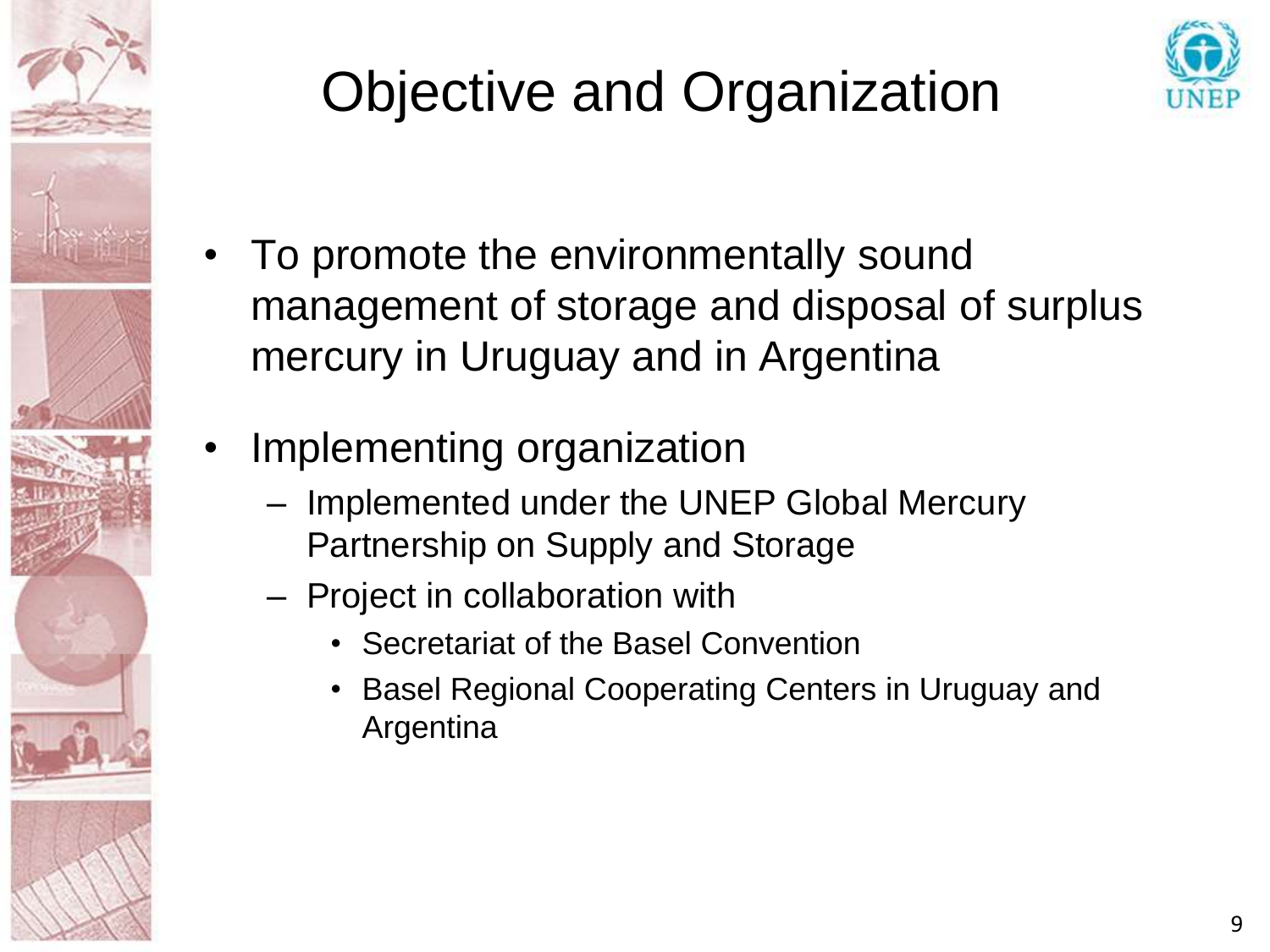# Objective and Organization

- To promote the environmentally sound management of storage and disposal of surplus mercury in Uruguay and in Argentina
- Implementing organization
  - Implemented under the UNEP Global Mercury Partnership on Supply and Storage
  - Project in collaboration with
    - Secretariat of the Basel Convention
    - Basel Regional Cooperating Centers in Uruguay and Argentina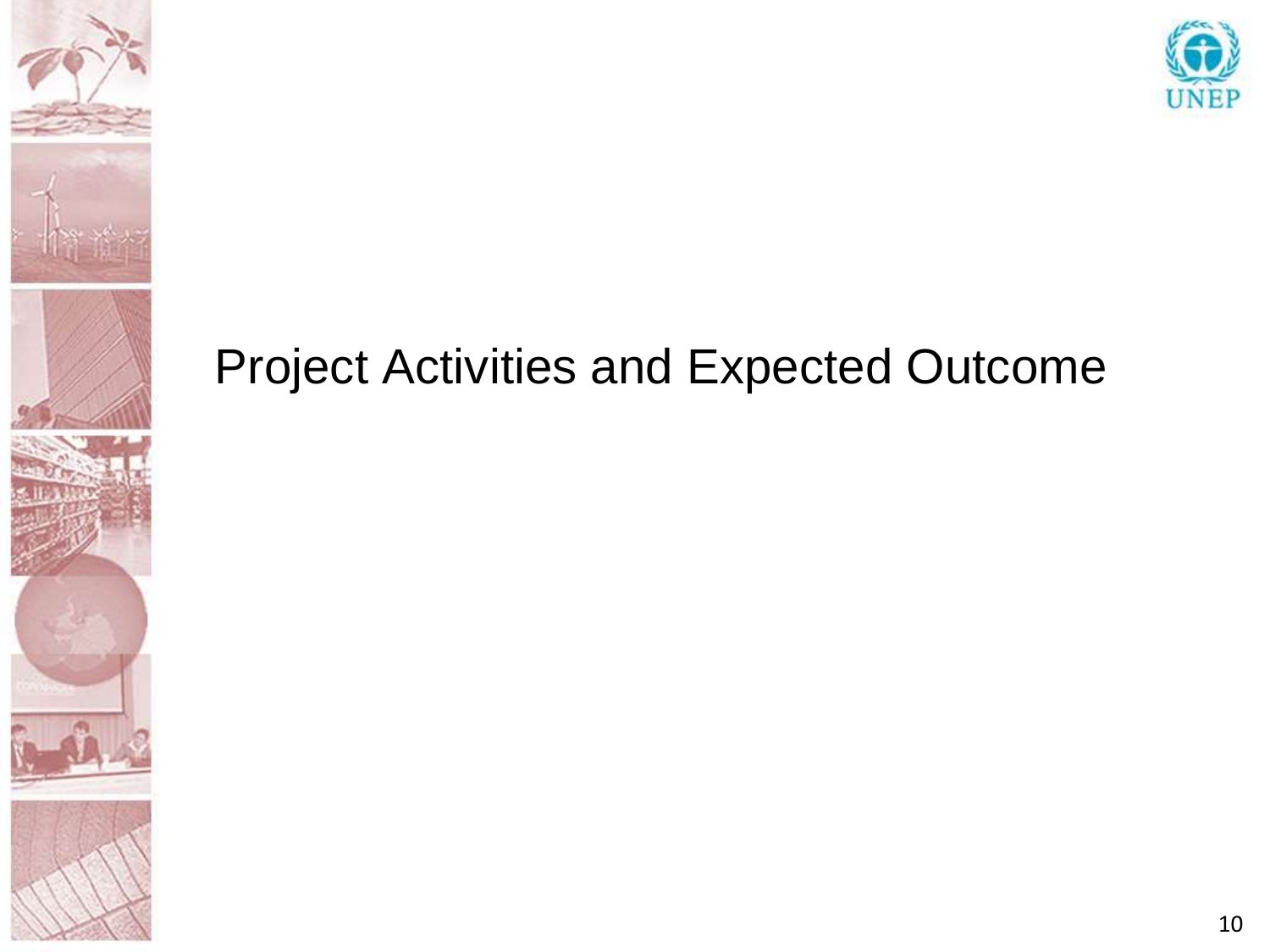# Project Activities and Expected Outcome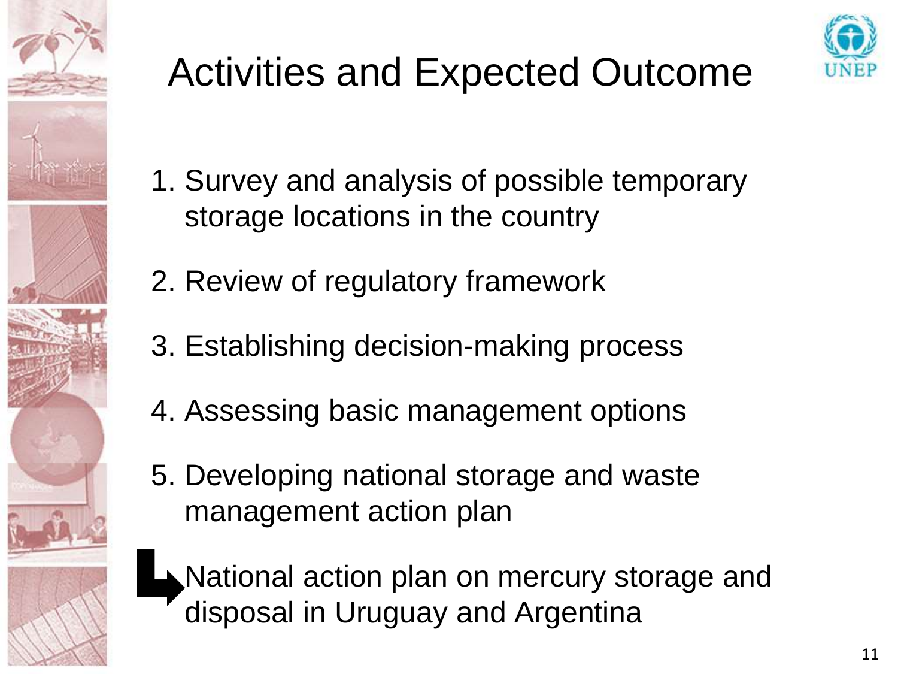# Activities and Expected Outcome

1. Survey and analysis of possible temporary storage locations in the country
2. Review of regulatory framework
3. Establishing decision-making process
4. Assessing basic management options
5. Developing national storage and waste management action plan

→ National action plan on mercury storage and disposal in Uruguay and Argentina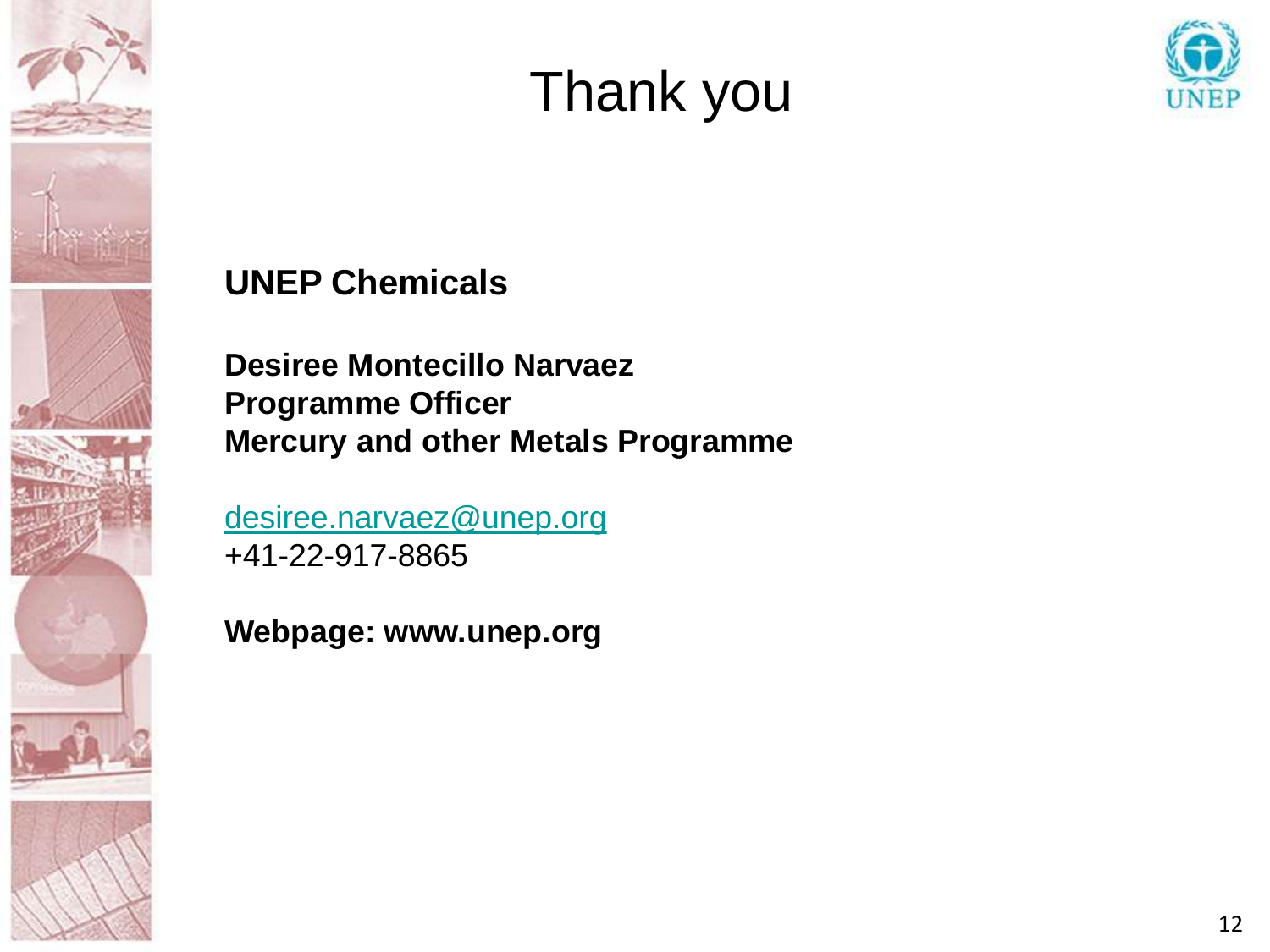# Thank you

**UNEP Chemicals**

**Desiree Montecillo Narvaez**
**Programme Officer**
**Mercury and other Metals Programme**

desiree.narvaez@unep.org
+41-22-917-8865

**Webpage: www.unep.org**